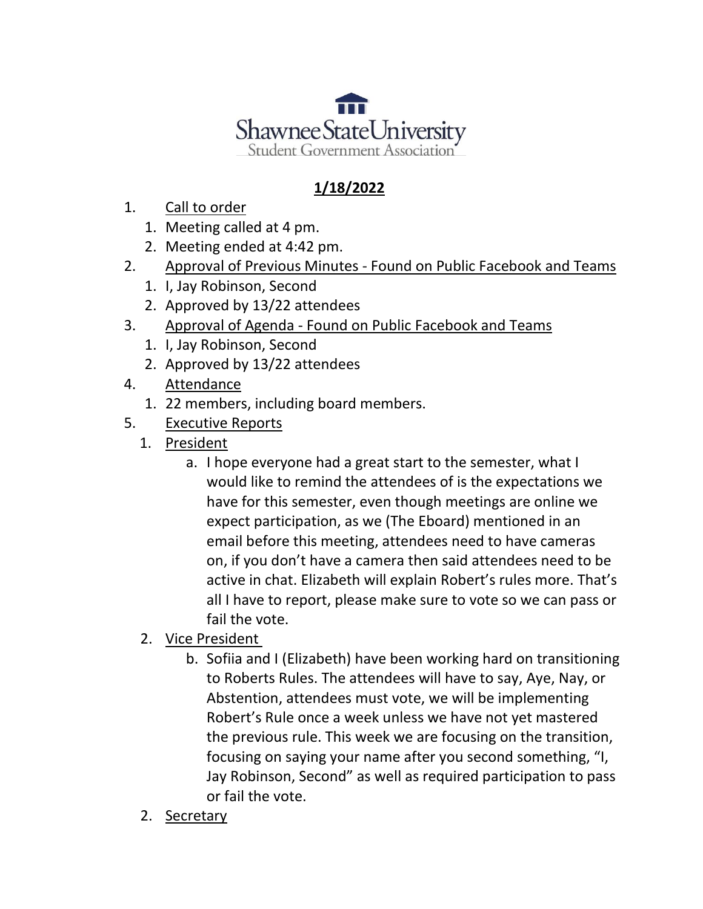Shawnee State University
Student Government Association

## 1/18/2022

1. Call to order
   1. Meeting called at 4 pm.
   2. Meeting ended at 4:42 pm.
2. Approval of Previous Minutes - Found on Public Facebook and Teams
   1. I, Jay Robinson, Second
   2. Approved by 13/22 attendees
3. Approval of Agenda - Found on Public Facebook and Teams
   1. I, Jay Robinson, Second
   2. Approved by 13/22 attendees
4. Attendance
   1. 22 members, including board members.
5. Executive Reports
   1. President
      a. I hope everyone had a great start to the semester, what I would like to remind the attendees of is the expectations we have for this semester, even though meetings are online we expect participation, as we (The Eboard) mentioned in an email before this meeting, attendees need to have cameras on, if you don't have a camera then said attendees need to be active in chat. Elizabeth will explain Robert's rules more. That's all I have to report, please make sure to vote so we can pass or fail the vote.
   2. Vice President
      b. Sofiia and I (Elizabeth) have been working hard on transitioning to Roberts Rules. The attendees will have to say, Aye, Nay, or Abstention, attendees must vote, we will be implementing Robert's Rule once a week unless we have not yet mastered the previous rule. This week we are focusing on the transition, focusing on saying your name after you second something, "I, Jay Robinson, Second" as well as required participation to pass or fail the vote.
   2. Secretary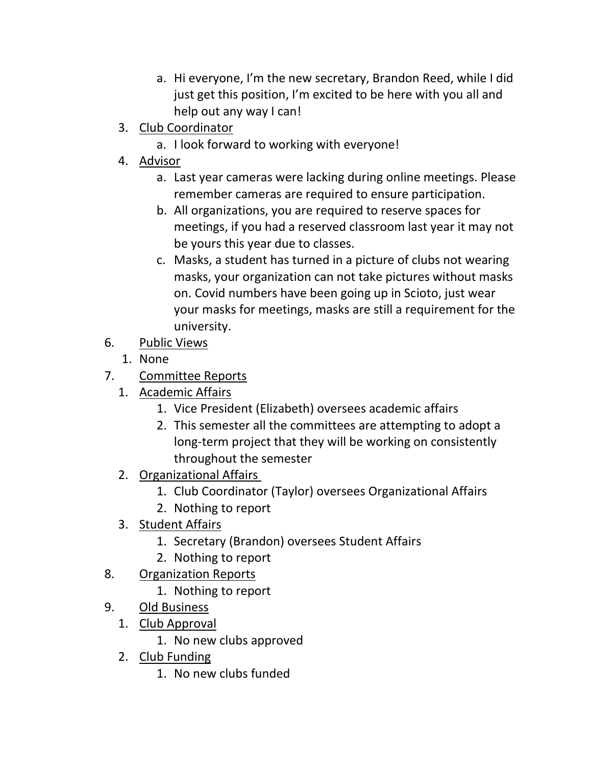a. Hi everyone, I'm the new secretary, Brandon Reed, while I did just get this position, I'm excited to be here with you all and help out any way I can!

3. <u>Club Coordinator</u>
   a. I look forward to working with everyone!
4. <u>Advisor</u>
   a. Last year cameras were lacking during online meetings. Please remember cameras are required to ensure participation.
   b. All organizations, you are required to reserve spaces for meetings, if you had a reserved classroom last year it may not be yours this year due to classes.
   c. Masks, a student has turned in a picture of clubs not wearing masks, your organization can not take pictures without masks on. Covid numbers have been going up in Scioto, just wear your masks for meetings, masks are still a requirement for the university.

6. <u>Public Views</u>
   1. None
7. <u>Committee Reports</u>
   1. <u>Academic Affairs</u>
      1. Vice President (Elizabeth) oversees academic affairs
      2. This semester all the committees are attempting to adopt a long-term project that they will be working on consistently throughout the semester
   2. <u>Organizational Affairs</u>
      1. Club Coordinator (Taylor) oversees Organizational Affairs
      2. Nothing to report
   3. <u>Student Affairs</u>
      1. Secretary (Brandon) oversees Student Affairs
      2. Nothing to report
8. <u>Organization Reports</u>
   1. Nothing to report
9. <u>Old Business</u>
   1. <u>Club Approval</u>
      1. No new clubs approved
   2. <u>Club Funding</u>
      1. No new clubs funded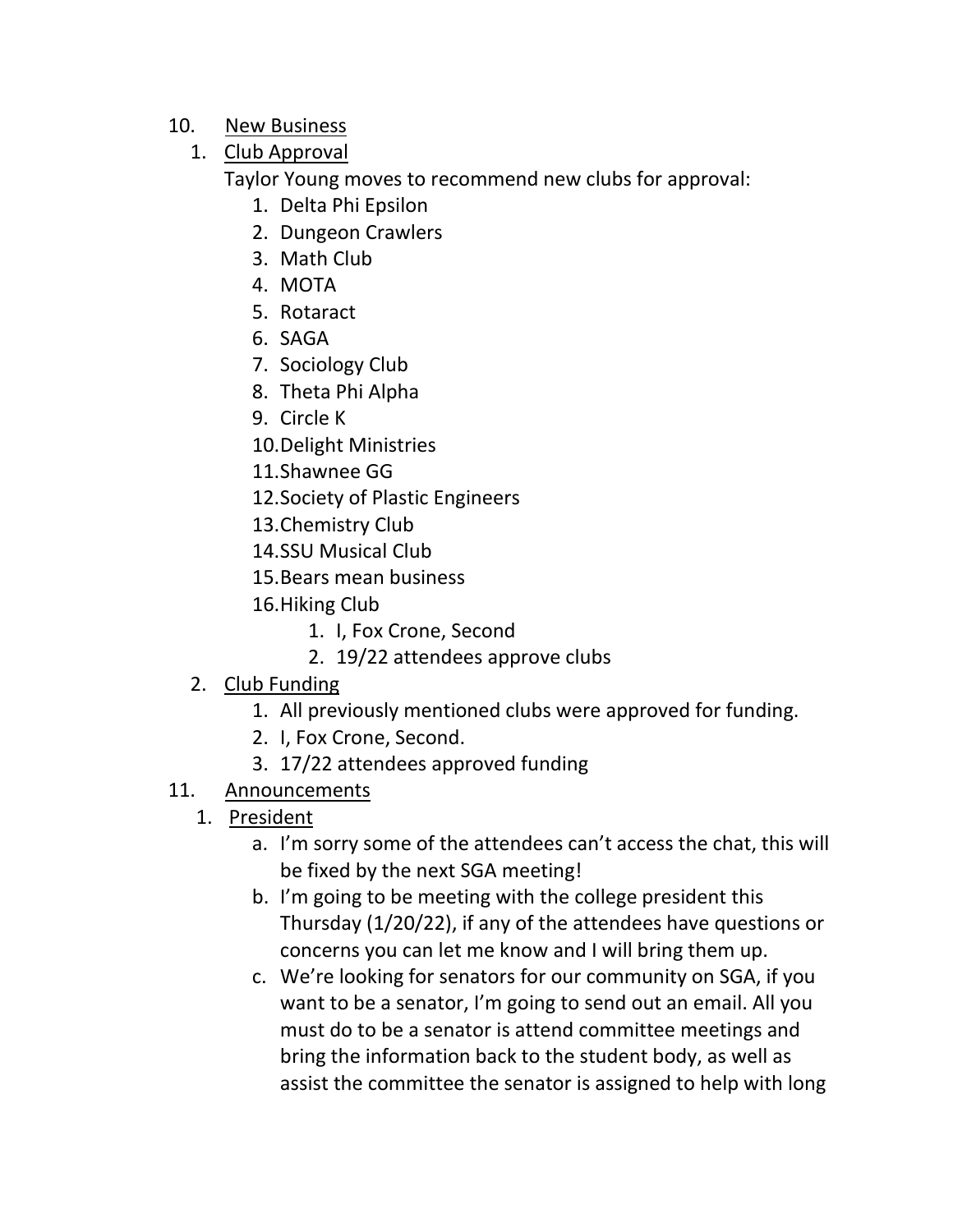10. <u>New Business</u>
    1. <u>Club Approval</u>

       Taylor Young moves to recommend new clubs for approval:
       1. Delta Phi Epsilon
       2. Dungeon Crawlers
       3. Math Club
       4. MOTA
       5. Rotaract
       6. SAGA
       7. Sociology Club
       8. Theta Phi Alpha
       9. Circle K
       10. Delight Ministries
       11. Shawnee GG
       12. Society of Plastic Engineers
       13. Chemistry Club
       14. SSU Musical Club
       15. Bears mean business
       16. Hiking Club
           1. I, Fox Crone, Second
           2. 19/22 attendees approve clubs
    2. <u>Club Funding</u>
       1. All previously mentioned clubs were approved for funding.
       2. I, Fox Crone, Second.
       3. 17/22 attendees approved funding
11. <u>Announcements</u>
    1. <u>President</u>
       a. I'm sorry some of the attendees can't access the chat, this will be fixed by the next SGA meeting!

       b. I'm going to be meeting with the college president this Thursday (1/20/22), if any of the attendees have questions or concerns you can let me know and I will bring them up.

       c. We're looking for senators for our community on SGA, if you want to be a senator, I'm going to send out an email. All you must do to be a senator is attend committee meetings and bring the information back to the student body, as well as assist the committee the senator is assigned to help with long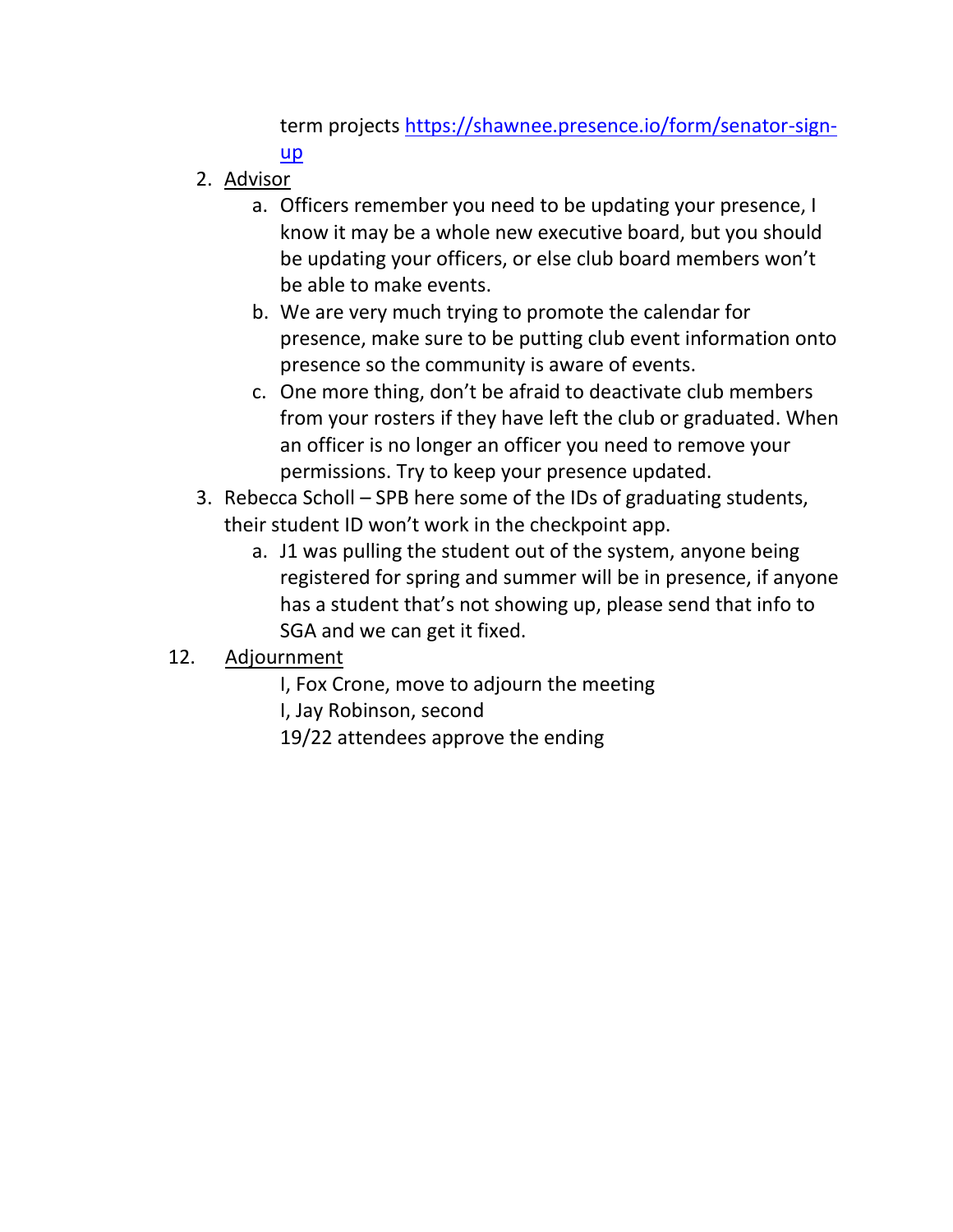term projects https://shawnee.presence.io/form/senator-sign-up

2. Advisor
   a. Officers remember you need to be updating your presence, I know it may be a whole new executive board, but you should be updating your officers, or else club board members won't be able to make events.
   b. We are very much trying to promote the calendar for presence, make sure to be putting club event information onto presence so the community is aware of events.
   c. One more thing, don't be afraid to deactivate club members from your rosters if they have left the club or graduated. When an officer is no longer an officer you need to remove your permissions. Try to keep your presence updated.
3. Rebecca Scholl – SPB here some of the IDs of graduating students, their student ID won't work in the checkpoint app.
   a. J1 was pulling the student out of the system, anyone being registered for spring and summer will be in presence, if anyone has a student that's not showing up, please send that info to SGA and we can get it fixed.

12. Adjournment

    I, Fox Crone, move to adjourn the meeting

    I, Jay Robinson, second

    19/22 attendees approve the ending